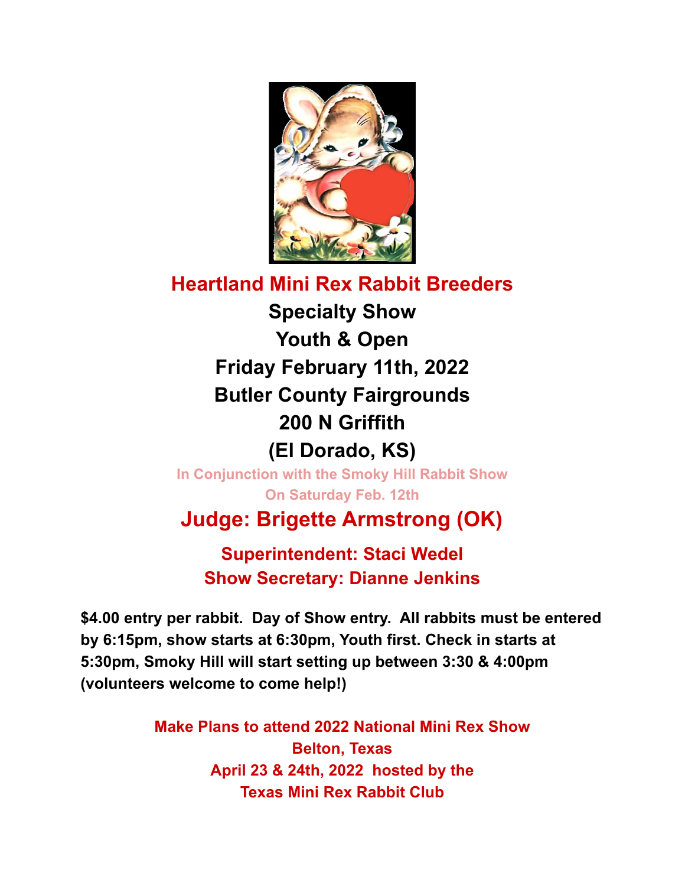# Heartland Mini Rex Rabbit Breeders

## Specialty Show

## Youth & Open

## Friday February 11th, 2022

## Butler County Fairgrounds

## 200 N Griffith

## (El Dorado, KS)

**In Conjunction with the Smoky Hill Rabbit Show**

**On Saturday Feb. 12th**

## Judge: Brigette Armstrong (OK)

### Superintendent: Staci Wedel

### Show Secretary: Dianne Jenkins

**$4.00 entry per rabbit. Day of Show entry. All rabbits must be entered by 6:15pm, show starts at 6:30pm, Youth first. Check in starts at 5:30pm, Smoky Hill will start setting up between 3:30 & 4:00pm (volunteers welcome to come help!)**

**Make Plans to attend 2022 National Mini Rex Show**
**Belton, Texas**
**April 23 & 24th, 2022 hosted by the**
**Texas Mini Rex Rabbit Club**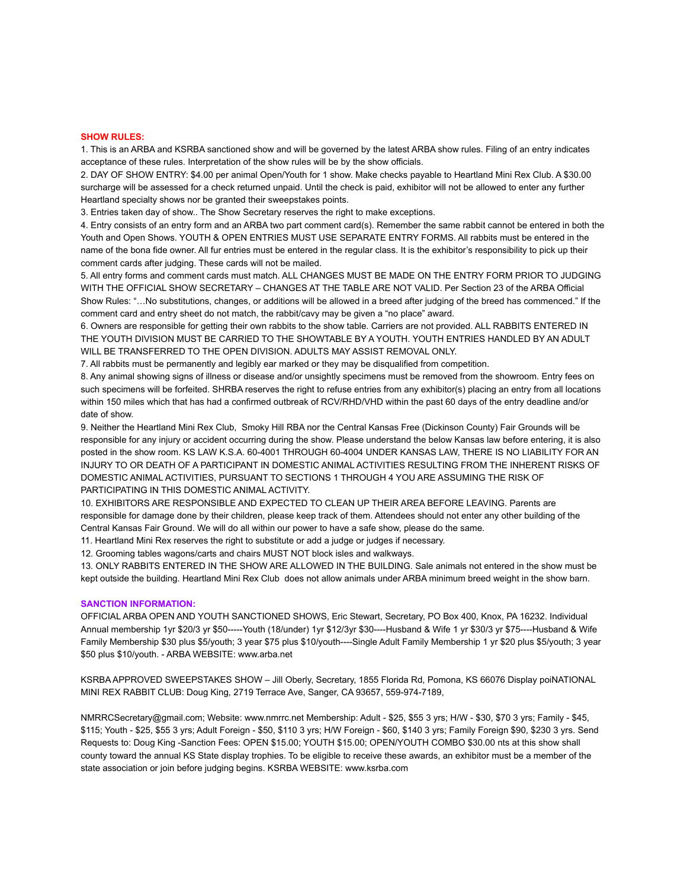**SHOW RULES:**

1. This is an ARBA and KSRBA sanctioned show and will be governed by the latest ARBA show rules. Filing of an entry indicates acceptance of these rules. Interpretation of the show rules will be by the show officials.
2. DAY OF SHOW ENTRY: $4.00 per animal Open/Youth for 1 show. Make checks payable to Heartland Mini Rex Club. A $30.00 surcharge will be assessed for a check returned unpaid. Until the check is paid, exhibitor will not be allowed to enter any further Heartland specialty shows nor be granted their sweepstakes points.
3. Entries taken day of show.. The Show Secretary reserves the right to make exceptions.
4. Entry consists of an entry form and an ARBA two part comment card(s). Remember the same rabbit cannot be entered in both the Youth and Open Shows. YOUTH & OPEN ENTRIES MUST USE SEPARATE ENTRY FORMS. All rabbits must be entered in the name of the bona fide owner. All fur entries must be entered in the regular class. It is the exhibitor's responsibility to pick up their comment cards after judging. These cards will not be mailed.
5. All entry forms and comment cards must match. ALL CHANGES MUST BE MADE ON THE ENTRY FORM PRIOR TO JUDGING WITH THE OFFICIAL SHOW SECRETARY – CHANGES AT THE TABLE ARE NOT VALID. Per Section 23 of the ARBA Official Show Rules: "…No substitutions, changes, or additions will be allowed in a breed after judging of the breed has commenced." If the comment card and entry sheet do not match, the rabbit/cavy may be given a "no place" award.
6. Owners are responsible for getting their own rabbits to the show table. Carriers are not provided. ALL RABBITS ENTERED IN THE YOUTH DIVISION MUST BE CARRIED TO THE SHOWTABLE BY A YOUTH. YOUTH ENTRIES HANDLED BY AN ADULT WILL BE TRANSFERRED TO THE OPEN DIVISION. ADULTS MAY ASSIST REMOVAL ONLY.
7. All rabbits must be permanently and legibly ear marked or they may be disqualified from competition.
8. Any animal showing signs of illness or disease and/or unsightly specimens must be removed from the showroom. Entry fees on such specimens will be forfeited. SHRBA reserves the right to refuse entries from any exhibitor(s) placing an entry from all locations within 150 miles which that has had a confirmed outbreak of RCV/RHD/VHD within the past 60 days of the entry deadline and/or date of show.
9. Neither the Heartland Mini Rex Club, Smoky Hill RBA nor the Central Kansas Free (Dickinson County) Fair Grounds will be responsible for any injury or accident occurring during the show. Please understand the below Kansas law before entering, it is also posted in the show room. KS LAW K.S.A. 60-4001 THROUGH 60-4004 UNDER KANSAS LAW, THERE IS NO LIABILITY FOR AN INJURY TO OR DEATH OF A PARTICIPANT IN DOMESTIC ANIMAL ACTIVITIES RESULTING FROM THE INHERENT RISKS OF DOMESTIC ANIMAL ACTIVITIES, PURSUANT TO SECTIONS 1 THROUGH 4 YOU ARE ASSUMING THE RISK OF PARTICIPATING IN THIS DOMESTIC ANIMAL ACTIVITY.
10. EXHIBITORS ARE RESPONSIBLE AND EXPECTED TO CLEAN UP THEIR AREA BEFORE LEAVING. Parents are responsible for damage done by their children, please keep track of them. Attendees should not enter any other building of the Central Kansas Fair Ground. We will do all within our power to have a safe show, please do the same.
11. Heartland Mini Rex reserves the right to substitute or add a judge or judges if necessary.
12. Grooming tables wagons/carts and chairs MUST NOT block isles and walkways.
13. ONLY RABBITS ENTERED IN THE SHOW ARE ALLOWED IN THE BUILDING. Sale animals not entered in the show must be kept outside the building. Heartland Mini Rex Club does not allow animals under ARBA minimum breed weight in the show barn.

**SANCTION INFORMATION:**

OFFICIAL ARBA OPEN AND YOUTH SANCTIONED SHOWS, Eric Stewart, Secretary, PO Box 400, Knox, PA 16232. Individual Annual membership 1yr $20/3 yr $50-----Youth (18/under) 1yr $12/3yr $30----Husband & Wife 1 yr $30/3 yr $75----Husband & Wife Family Membership $30 plus $5/youth; 3 year $75 plus $10/youth----Single Adult Family Membership 1 yr $20 plus $5/youth; 3 year $50 plus $10/youth. - ARBA WEBSITE: www.arba.net

KSRBA APPROVED SWEEPSTAKES SHOW – Jill Oberly, Secretary, 1855 Florida Rd, Pomona, KS 66076 Display poiNATIONAL MINI REX RABBIT CLUB: Doug King, 2719 Terrace Ave, Sanger, CA 93657, 559-974-7189,

NMRRCSecretary@gmail.com; Website: www.nmrrc.net Membership: Adult - $25, $55 3 yrs; H/W - $30, $70 3 yrs; Family - $45, $115; Youth - $25, $55 3 yrs; Adult Foreign - $50, $110 3 yrs; H/W Foreign - $60, $140 3 yrs; Family Foreign $90, $230 3 yrs. Send Requests to: Doug King -Sanction Fees: OPEN $15.00; YOUTH $15.00; OPEN/YOUTH COMBO $30.00 nts at this show shall county toward the annual KS State display trophies. To be eligible to receive these awards, an exhibitor must be a member of the state association or join before judging begins. KSRBA WEBSITE: www.ksrba.com